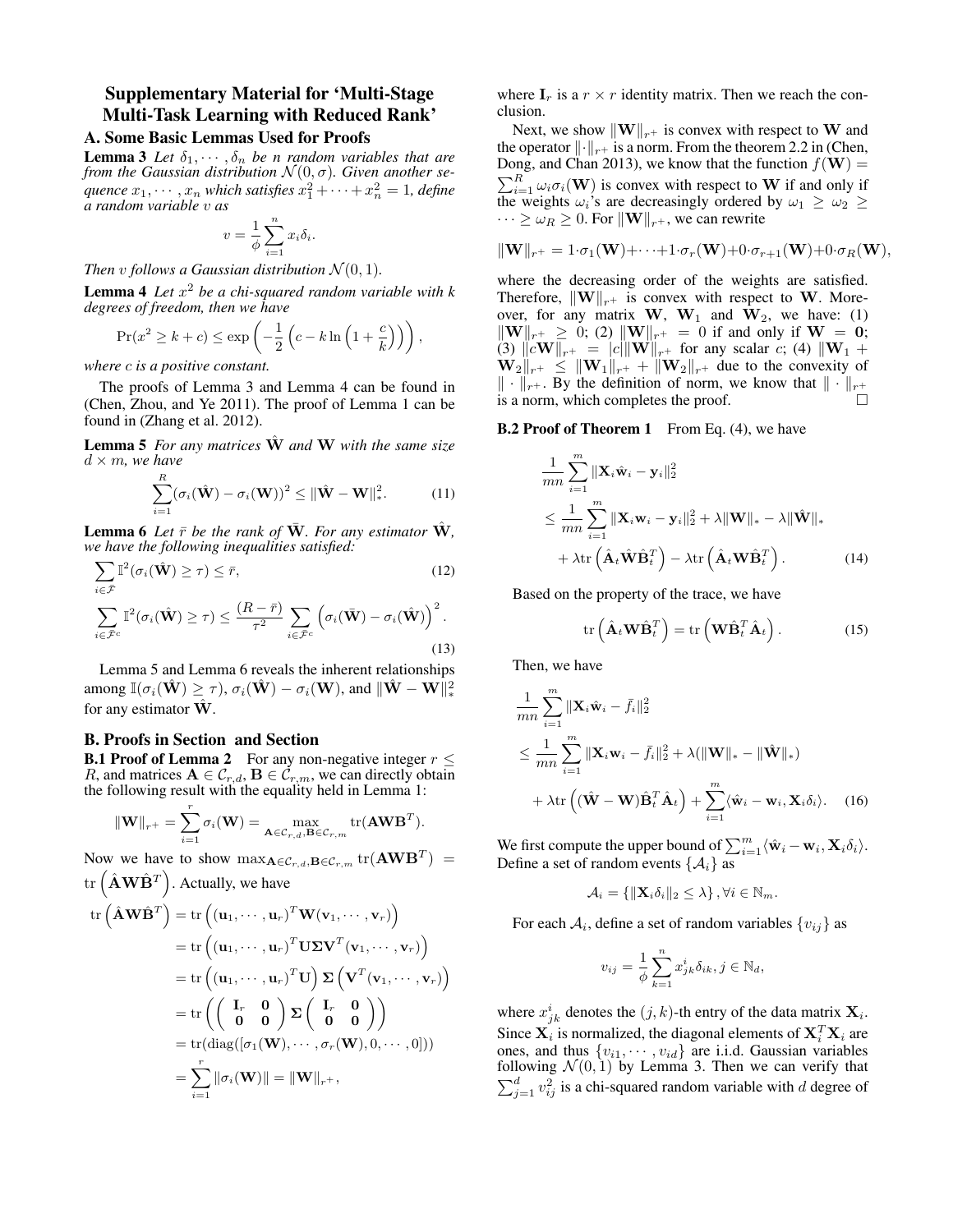# Supplementary Material for 'Multi-Stage Multi-Task Learning with Reduced Rank'

## A. Some Basic Lemmas Used for Proofs

**Lemma 3** *Let $\delta_1, \cdots, \delta_n$ be $n$ random variables that are from the Gaussian distribution $\mathcal{N}(0, \sigma)$. Given another sequence $x_1, \cdots, x_n$ which satisfies $x_1^2 + \cdots + x_n^2 = 1$, define a random variable $v$ as*

$$v = \frac{1}{\phi}\sum_{i=1}^{n} x_i \delta_i.$$

*Then $v$ follows a Gaussian distribution $\mathcal{N}(0, 1)$.*

**Lemma 4** *Let $x^2$ be a chi-squared random variable with $k$ degrees of freedom, then we have*

$$\Pr(x^2 \geq k + c) \leq \exp\left(-\frac{1}{2}\left(c - k\ln\left(1 + \frac{c}{k}\right)\right)\right),$$

*where $c$ is a positive constant.*

The proofs of Lemma 3 and Lemma 4 can be found in (Chen, Zhou, and Ye 2011). The proof of Lemma 1 can be found in (Zhang et al. 2012).

**Lemma 5** *For any matrices $\hat{\mathbf{W}}$ and $\mathbf{W}$ with the same size $d \times m$, we have*

$$\sum_{i=1}^{R}(\sigma_i(\hat{\mathbf{W}}) - \sigma_i(\mathbf{W}))^2 \leq \|\hat{\mathbf{W}} - \mathbf{W}\|_*^2. \tag{11}$$

**Lemma 6** *Let $\bar{r}$ be the rank of $\bar{\mathbf{W}}$. For any estimator $\hat{\mathbf{W}}$, we have the following inequalities satisfied:*

$$\sum_{i \in \bar{\mathcal{F}}} \mathbb{I}^2(\sigma_i(\hat{\mathbf{W}}) \geq \tau) \leq \bar{r}, \tag{12}$$

$$\sum_{i \in \bar{\mathcal{F}}^c} \mathbb{I}^2(\sigma_i(\hat{\mathbf{W}}) \geq \tau) \leq \frac{(R - \bar{r})}{\tau^2}\sum_{i \in \bar{\mathcal{F}}^c}\left(\sigma_i(\bar{\mathbf{W}}) - \sigma_i(\hat{\mathbf{W}})\right)^2. \tag{13}$$

Lemma 5 and Lemma 6 reveals the inherent relationships among $\mathbb{I}(\sigma_i(\hat{\mathbf{W}}) \geq \tau)$, $\sigma_i(\hat{\mathbf{W}}) - \sigma_i(\mathbf{W})$, and $\|\hat{\mathbf{W}} - \mathbf{W}\|_*^2$ for any estimator $\hat{\mathbf{W}}$.

## B. Proofs in Section and Section

**B.1 Proof of Lemma 2** For any non-negative integer $r \leq R$, and matrices $\mathbf{A} \in \mathcal{C}_{r,d}, \mathbf{B} \in \mathcal{C}_{r,m}$, we can directly obtain the following result with the equality held in Lemma 1:

$$\|\mathbf{W}\|_{r^+} = \sum_{i=1}^{r}\sigma_i(\mathbf{W}) = \max_{\mathbf{A}\in\mathcal{C}_{r,d}, \mathbf{B}\in\mathcal{C}_{r,m}} \mathrm{tr}(\mathbf{A}\mathbf{W}\mathbf{B}^T).$$

Now we have to show $\max_{\mathbf{A}\in\mathcal{C}_{r,d}, \mathbf{B}\in\mathcal{C}_{r,m}} \mathrm{tr}(\mathbf{A}\mathbf{W}\mathbf{B}^T) = \mathrm{tr}\left(\hat{\mathbf{A}}\mathbf{W}\hat{\mathbf{B}}^T\right)$. Actually, we have

$$\begin{aligned}
\mathrm{tr}\left(\hat{\mathbf{A}}\mathbf{W}\hat{\mathbf{B}}^T\right) &= \mathrm{tr}\left((\mathbf{u}_1, \cdots, \mathbf{u}_r)^T\mathbf{W}(\mathbf{v}_1, \cdots, \mathbf{v}_r)\right) \\
&= \mathrm{tr}\left((\mathbf{u}_1, \cdots, \mathbf{u}_r)^T\mathbf{U}\boldsymbol{\Sigma}\mathbf{V}^T(\mathbf{v}_1, \cdots, \mathbf{v}_r)\right) \\
&= \mathrm{tr}\left((\mathbf{u}_1, \cdots, \mathbf{u}_r)^T\mathbf{U}\right)\boldsymbol{\Sigma}\left(\mathbf{V}^T(\mathbf{v}_1, \cdots, \mathbf{v}_r)\right) \\
&= \mathrm{tr}\left(\begin{pmatrix} \mathbf{I}_r & \mathbf{0} \\ \mathbf{0} & \mathbf{0} \end{pmatrix}\boldsymbol{\Sigma}\begin{pmatrix} \mathbf{I}_r & \mathbf{0} \\ \mathbf{0} & \mathbf{0} \end{pmatrix}\right) \\
&= \mathrm{tr}(\mathrm{diag}([\sigma_1(\mathbf{W}), \cdots, \sigma_r(\mathbf{W}), 0, \cdots, 0])) \\
&= \sum_{i=1}^{r}\|\sigma_i(\mathbf{W})\| = \|\mathbf{W}\|_{r^+},
\end{aligned}$$

where $\mathbf{I}_r$ is a $r \times r$ identity matrix. Then we reach the conclusion.

Next, we show $\|\mathbf{W}\|_{r^+}$ is convex with respect to $\mathbf{W}$ and the operator $\|\cdot\|_{r^+}$ is a norm. From the theorem 2.2 in (Chen, Dong, and Chan 2013), we know that the function $f(\mathbf{W}) = \sum_{i=1}^{R}\omega_i\sigma_i(\mathbf{W})$ is convex with respect to $\mathbf{W}$ if and only if the weights $\omega_i$'s are decreasingly ordered by $\omega_1 \geq \omega_2 \geq \cdots \geq \omega_R \geq 0$. For $\|\mathbf{W}\|_{r^+}$, we can rewrite

$$\|\mathbf{W}\|_{r^+} = 1\cdot\sigma_1(\mathbf{W}) + \cdots + 1\cdot\sigma_r(\mathbf{W}) + 0\cdot\sigma_{r+1}(\mathbf{W}) + 0\cdot\sigma_R(\mathbf{W}),$$

where the decreasing order of the weights are satisfied. Therefore, $\|\mathbf{W}\|_{r^+}$ is convex with respect to $\mathbf{W}$. Moreover, for any matrix $\mathbf{W}$, $\mathbf{W}_1$ and $\mathbf{W}_2$, we have: (1) $\|\mathbf{W}\|_{r^+} \geq 0$; (2) $\|\mathbf{W}\|_{r^+} = 0$ if and only if $\mathbf{W} = \mathbf{0}$; (3) $\|c\mathbf{W}\|_{r^+} = |c|\|\mathbf{W}\|_{r^+}$ for any scalar $c$; (4) $\|\mathbf{W}_1 + \mathbf{W}_2\|_{r^+} \leq \|\mathbf{W}_1\|_{r^+} + \|\mathbf{W}_2\|_{r^+}$ due to the convexity of $\|\cdot\|_{r^+}$. By the definition of norm, we know that $\|\cdot\|_{r^+}$ is a norm, which completes the proof. □

**B.2 Proof of Theorem 1** From Eq. (4), we have

$$\begin{aligned}
&\frac{1}{mn}\sum_{i=1}^{m}\|\mathbf{X}_i\hat{\mathbf{w}}_i - \mathbf{y}_i\|_2^2 \\
&\leq \frac{1}{mn}\sum_{i=1}^{m}\|\mathbf{X}_i\mathbf{w}_i - \mathbf{y}_i\|_2^2 + \lambda\|\mathbf{W}\|_* - \lambda\|\hat{\mathbf{W}}\|_* \\
&\quad + \lambda\mathrm{tr}\left(\hat{\mathbf{A}}_t\hat{\mathbf{W}}\hat{\mathbf{B}}_t^T\right) - \lambda\mathrm{tr}\left(\hat{\mathbf{A}}_t\mathbf{W}\hat{\mathbf{B}}_t^T\right).
\end{aligned} \tag{14}$$

Based on the property of the trace, we have

$$\mathrm{tr}\left(\hat{\mathbf{A}}_t\mathbf{W}\hat{\mathbf{B}}_t^T\right) = \mathrm{tr}\left(\mathbf{W}\hat{\mathbf{B}}_t^T\hat{\mathbf{A}}_t\right). \tag{15}$$

Then, we have

$$\begin{aligned}
&\frac{1}{mn}\sum_{i=1}^{m}\|\mathbf{X}_i\hat{\mathbf{w}}_i - \bar{f}_i\|_2^2 \\
&\leq \frac{1}{mn}\sum_{i=1}^{m}\|\mathbf{X}_i\mathbf{w}_i - \bar{f}_i\|_2^2 + \lambda(\|\mathbf{W}\|_* - \|\hat{\mathbf{W}}\|_*) \\
&\quad + \lambda\mathrm{tr}\left((\hat{\mathbf{W}} - \mathbf{W})\hat{\mathbf{B}}_t^T\hat{\mathbf{A}}_t\right) + \sum_{i=1}^{m}\langle\hat{\mathbf{w}}_i - \mathbf{w}_i, \mathbf{X}_i\delta_i\rangle.
\end{aligned} \tag{16}$$

We first compute the upper bound of $\sum_{i=1}^{m}\langle\hat{\mathbf{w}}_i - \mathbf{w}_i, \mathbf{X}_i\delta_i\rangle$. Define a set of random events $\{\mathcal{A}_i\}$ as

$$\mathcal{A}_i = \{\|\mathbf{X}_i\delta_i\|_2 \leq \lambda\}, \forall i \in \mathbb{N}_m.$$

For each $\mathcal{A}_i$, define a set of random variables $\{v_{ij}\}$ as

$$v_{ij} = \frac{1}{\phi}\sum_{k=1}^{n} x_{jk}^i\delta_{ik}, j \in \mathbb{N}_d,$$

where $x_{jk}^i$ denotes the $(j, k)$-th entry of the data matrix $\mathbf{X}_i$. Since $\mathbf{X}_i$ is normalized, the diagonal elements of $\mathbf{X}_i^T\mathbf{X}_i$ are ones, and thus $\{v_{i1}, \cdots, v_{id}\}$ are i.i.d. Gaussian variables following $\mathcal{N}(0, 1)$ by Lemma 3. Then we can verify that $\sum_{j=1}^{d} v_{ij}^2$ is a chi-squared random variable with $d$ degree of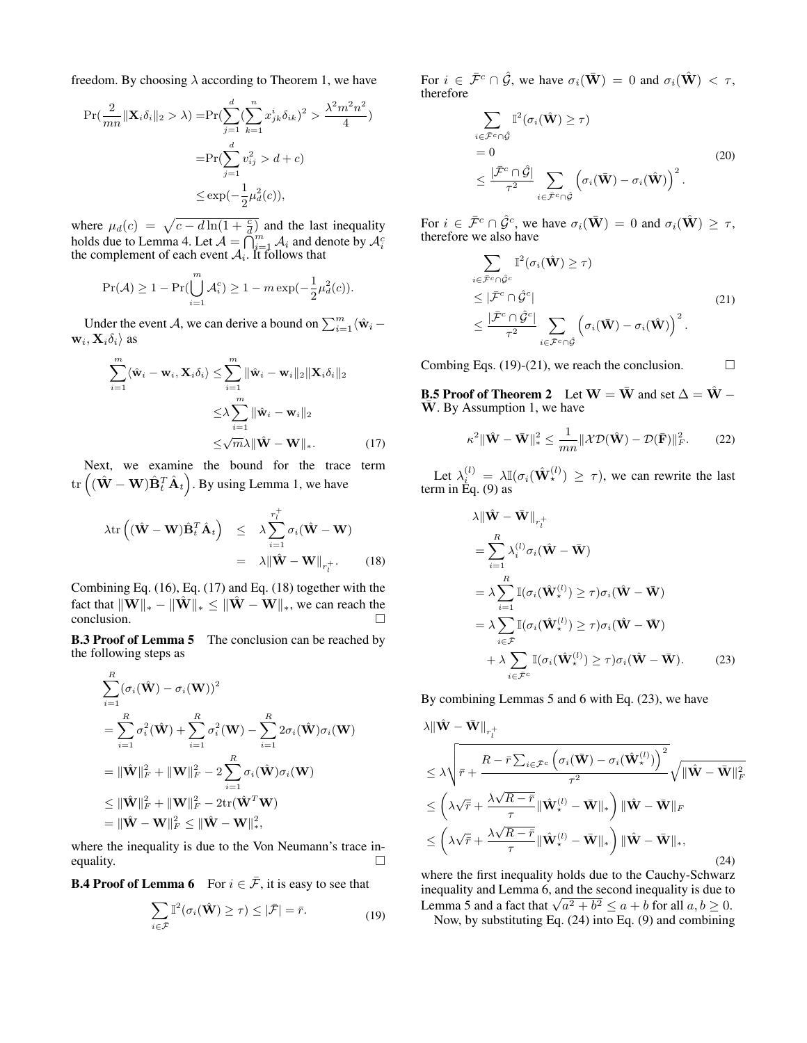freedom. By choosing $\lambda$ according to Theorem 1, we have

$$
\begin{aligned}
\Pr(\frac{2}{mn}\|\mathbf{X}_i\delta_i\|_2 > \lambda) =& \Pr(\sum_{j=1}^{d}(\sum_{k=1}^{n} x_{jk}^i \delta_{ik})^2 > \frac{\lambda^2 m^2 n^2}{4}) \\
=& \Pr(\sum_{j=1}^{d} v_{ij}^2 > d + c) \\
\leq& \exp(-\frac{1}{2}\mu_d^2(c)),
\end{aligned}
$$

where $\mu_d(c) = \sqrt{c - d\ln(1+\frac{c}{d})}$ and the last inequality holds due to Lemma 4. Let $\mathcal{A} = \bigcap_{i=1}^m \mathcal{A}_i$ and denote by $\mathcal{A}_i^c$ the complement of each event $\mathcal{A}_i$. It follows that

$$
\Pr(\mathcal{A}) \geq 1 - \Pr(\bigcup_{i=1}^{m} \mathcal{A}_i^c) \geq 1 - m\exp(-\frac{1}{2}\mu_d^2(c)).
$$

Under the event $\mathcal{A}$, we can derive a bound on $\sum_{i=1}^m \langle \hat{\mathbf{w}}_i - \mathbf{w}_i, \mathbf{X}_i\delta_i\rangle$ as

$$
\begin{aligned}
\sum_{i=1}^{m}\langle \hat{\mathbf{w}}_i - \mathbf{w}_i, \mathbf{X}_i\delta_i\rangle \leq& \sum_{i=1}^{m}\|\hat{\mathbf{w}}_i - \mathbf{w}_i\|_2\|\mathbf{X}_i\delta_i\|_2 \\
\leq& \lambda\sum_{i=1}^{m}\|\hat{\mathbf{w}}_i - \mathbf{w}_i\|_2 \\
\leq& \sqrt{m}\lambda\|\hat{\mathbf{W}} - \mathbf{W}\|_*. \qquad (17)
\end{aligned}
$$

Next, we examine the bound for the trace term $\operatorname{tr}\left((\hat{\mathbf{W}} - \mathbf{W})\hat{\mathbf{B}}_t^T\hat{\mathbf{A}}_t\right)$. By using Lemma 1, we have

$$
\begin{aligned}
\lambda\operatorname{tr}\left((\hat{\mathbf{W}} - \mathbf{W})\hat{\mathbf{B}}_t^T\hat{\mathbf{A}}_t\right) \quad \leq& \quad \lambda\sum_{i=1}^{r_l^+}\sigma_i(\hat{\mathbf{W}} - \mathbf{W}) \\
=& \quad \lambda\|\hat{\mathbf{W}} - \mathbf{W}\|_{r_l^+}. \qquad (18)
\end{aligned}
$$

Combining Eq. (16), Eq. (17) and Eq. (18) together with the fact that $\|\mathbf{W}\|_* - \|\hat{\mathbf{W}}\|_* \leq \|\hat{\mathbf{W}} - \mathbf{W}\|_*$, we can reach the conclusion. □

**B.3 Proof of Lemma 5** The conclusion can be reached by the following steps as

$$
\begin{aligned}
&\sum_{i=1}^{R}(\sigma_i(\hat{\mathbf{W}}) - \sigma_i(\mathbf{W}))^2 \\
&= \sum_{i=1}^{R}\sigma_i^2(\hat{\mathbf{W}}) + \sum_{i=1}^{R}\sigma_i^2(\mathbf{W}) - \sum_{i=1}^{R}2\sigma_i(\hat{\mathbf{W}})\sigma_i(\mathbf{W}) \\
&= \|\hat{\mathbf{W}}\|_F^2 + \|\mathbf{W}\|_F^2 - 2\sum_{i=1}^{R}\sigma_i(\hat{\mathbf{W}})\sigma_i(\mathbf{W}) \\
&\leq \|\hat{\mathbf{W}}\|_F^2 + \|\mathbf{W}\|_F^2 - 2\operatorname{tr}(\hat{\mathbf{W}}^T\mathbf{W}) \\
&= \|\hat{\mathbf{W}} - \mathbf{W}\|_F^2 \leq \|\hat{\mathbf{W}} - \mathbf{W}\|_*^2,
\end{aligned}
$$

where the inequality is due to the Von Neumann's trace inequality. □

**B.4 Proof of Lemma 6** For $i \in \bar{\mathcal{F}}$, it is easy to see that

$$
\sum_{i\in\bar{\mathcal{F}}}\mathbb{I}^2(\sigma_i(\hat{\mathbf{W}}) \geq \tau) \leq |\bar{\mathcal{F}}| = \bar{r}. \qquad (19)
$$

For $i \in \bar{\mathcal{F}}^c \cap \hat{\mathcal{G}}$, we have $\sigma_i(\bar{\mathbf{W}}) = 0$ and $\sigma_i(\hat{\mathbf{W}}) < \tau$, therefore

$$
\begin{aligned}
&\sum_{i\in\bar{\mathcal{F}}^c\cap\hat{\mathcal{G}}}\mathbb{I}^2(\sigma_i(\hat{\mathbf{W}}) \geq \tau) \\
&= 0 \\
&\leq \frac{|\bar{\mathcal{F}}^c\cap\hat{\mathcal{G}}|}{\tau^2}\sum_{i\in\bar{\mathcal{F}}^c\cap\hat{\mathcal{G}}}\left(\sigma_i(\bar{\mathbf{W}}) - \sigma_i(\hat{\mathbf{W}})\right)^2.
\end{aligned} \qquad (20)
$$

For $i \in \bar{\mathcal{F}}^c \cap \hat{\mathcal{G}}^c$, we have $\sigma_i(\bar{\mathbf{W}}) = 0$ and $\sigma_i(\hat{\mathbf{W}}) \geq \tau$, therefore we also have

$$
\begin{aligned}
&\sum_{i\in\bar{\mathcal{F}}^c\cap\hat{\mathcal{G}}^c}\mathbb{I}^2(\sigma_i(\hat{\mathbf{W}}) \geq \tau) \\
&\leq |\bar{\mathcal{F}}^c\cap\hat{\mathcal{G}}^c| \\
&\leq \frac{|\bar{\mathcal{F}}^c\cap\hat{\mathcal{G}}^c|}{\tau^2}\sum_{i\in\bar{\mathcal{F}}^c\cap\hat{\mathcal{G}}}\left(\sigma_i(\bar{\mathbf{W}}) - \sigma_i(\hat{\mathbf{W}})\right)^2.
\end{aligned} \qquad (21)
$$

Combing Eqs. (19)-(21), we reach the conclusion. □

**B.5 Proof of Theorem 2** Let $\mathbf{W} = \bar{\mathbf{W}}$ and set $\Delta = \hat{\mathbf{W}} - \bar{\mathbf{W}}$. By Assumption 1, we have

$$
\kappa^2\|\hat{\mathbf{W}} - \bar{\mathbf{W}}\|_*^2 \leq \frac{1}{mn}\|\mathcal{X}\mathcal{D}(\hat{\mathbf{W}}) - \mathcal{D}(\bar{\mathbf{F}})\|_F^2. \qquad (22)
$$

Let $\lambda_i^{(l)} = \lambda\mathbb{I}(\sigma_i(\hat{\mathbf{W}}_\star^{(l)}) \geq \tau)$, we can rewrite the last term in Eq. (9) as

$$
\begin{aligned}
&\lambda\|\hat{\mathbf{W}} - \bar{\mathbf{W}}\|_{r_l^+} \\
&= \sum_{i=1}^{R}\lambda_i^{(l)}\sigma_i(\hat{\mathbf{W}} - \bar{\mathbf{W}}) \\
&= \lambda\sum_{i=1}^{R}\mathbb{I}(\sigma_i(\hat{\mathbf{W}}_\star^{(l)}) \geq \tau)\sigma_i(\hat{\mathbf{W}} - \bar{\mathbf{W}}) \\
&= \lambda\sum_{i\in\bar{\mathcal{F}}}\mathbb{I}(\sigma_i(\hat{\mathbf{W}}_\star^{(l)}) \geq \tau)\sigma_i(\hat{\mathbf{W}} - \bar{\mathbf{W}}) \\
&\quad + \lambda\sum_{i\in\bar{\mathcal{F}}^c}\mathbb{I}(\sigma_i(\hat{\mathbf{W}}_\star^{(l)}) \geq \tau)\sigma_i(\hat{\mathbf{W}} - \bar{\mathbf{W}}).
\end{aligned} \qquad (23)
$$

By combining Lemmas 5 and 6 with Eq. (23), we have

$$
\begin{aligned}
&\lambda\|\hat{\mathbf{W}} - \bar{\mathbf{W}}\|_{r_l^+} \\
&\leq \lambda\sqrt{\bar{r} + \frac{R - \bar{r}\sum_{i\in\bar{\mathcal{F}}^c}\left(\sigma_i(\bar{\mathbf{W}}) - \sigma_i(\hat{\mathbf{W}}_\star^{(l)})\right)^2}{\tau^2}}\sqrt{\|\hat{\mathbf{W}} - \bar{\mathbf{W}}\|_F^2} \\
&\leq \left(\lambda\sqrt{\bar{r}} + \frac{\lambda\sqrt{R - \bar{r}}}{\tau}\|\hat{\mathbf{W}}_\star^{(l)} - \bar{\mathbf{W}}\|_*\right)\|\hat{\mathbf{W}} - \bar{\mathbf{W}}\|_F \\
&\leq \left(\lambda\sqrt{\bar{r}} + \frac{\lambda\sqrt{R - \bar{r}}}{\tau}\|\hat{\mathbf{W}}_\star^{(l)} - \bar{\mathbf{W}}\|_*\right)\|\hat{\mathbf{W}} - \bar{\mathbf{W}}\|_*,
\end{aligned} \qquad (24)
$$

where the first inequality holds due to the Cauchy-Schwarz inequality and Lemma 6, and the second inequality is due to Lemma 5 and a fact that $\sqrt{a^2 + b^2} \leq a + b$ for all $a, b \geq 0$.

Now, by substituting Eq. (24) into Eq. (9) and combining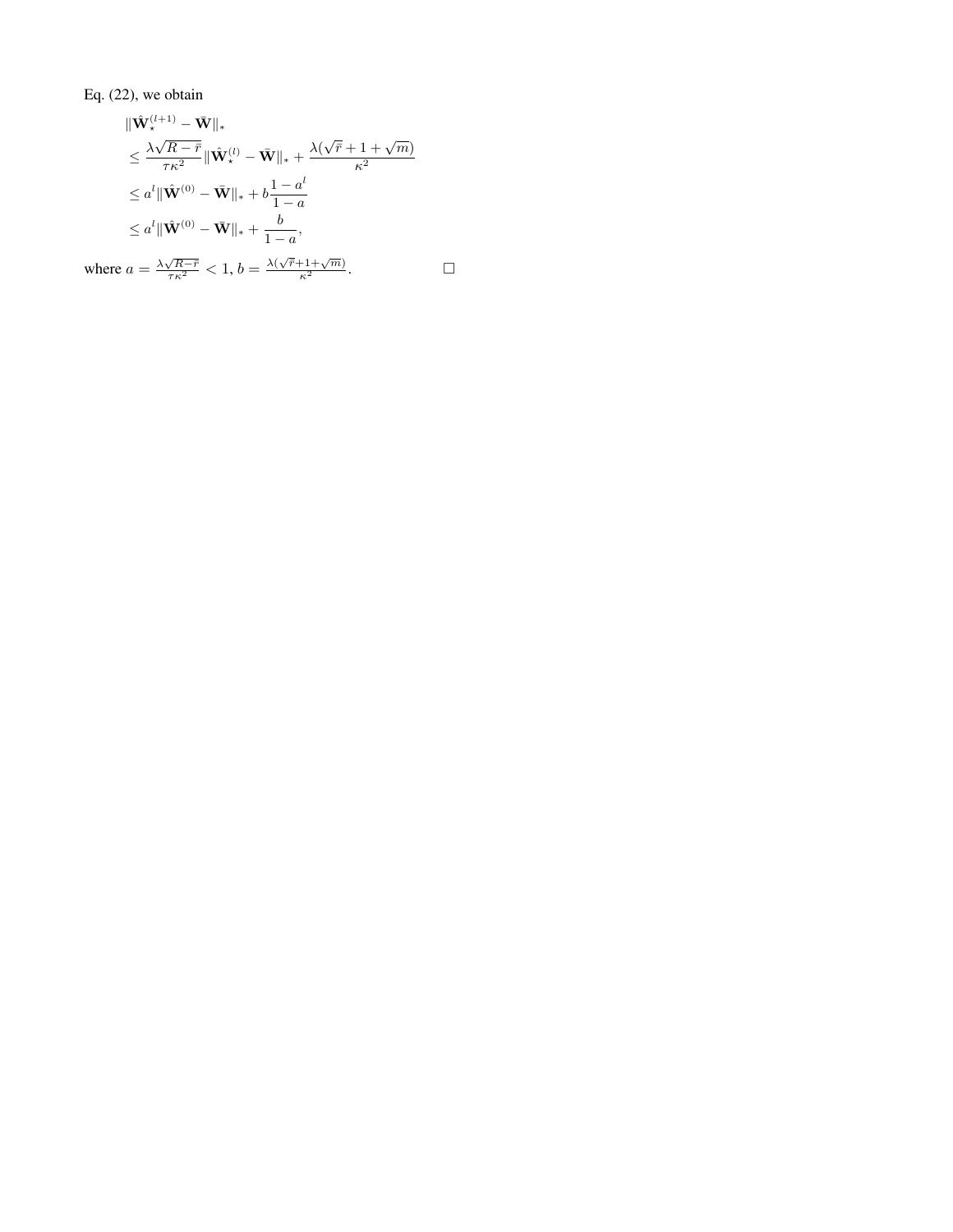Eq. (22), we obtain

$$
\begin{aligned}
&\|\hat{\mathbf{W}}_{\star}^{(l+1)} - \bar{\mathbf{W}}\|_{*} \\
&\leq \frac{\lambda\sqrt{R-\bar{r}}}{\tau\kappa^2}\|\hat{\mathbf{W}}_{\star}^{(l)} - \bar{\mathbf{W}}\|_{*} + \frac{\lambda(\sqrt{\bar{r}}+1+\sqrt{m})}{\kappa^2} \\
&\leq a^l\|\hat{\mathbf{W}}^{(0)} - \bar{\mathbf{W}}\|_{*} + b\frac{1-a^l}{1-a} \\
&\leq a^l\|\hat{\mathbf{W}}^{(0)} - \bar{\mathbf{W}}\|_{*} + \frac{b}{1-a},
\end{aligned}
$$

where $a = \frac{\lambda\sqrt{R-\bar{r}}}{\tau\kappa^2} < 1$, $b = \frac{\lambda(\sqrt{\bar{r}}+1+\sqrt{m})}{\kappa^2}$. □